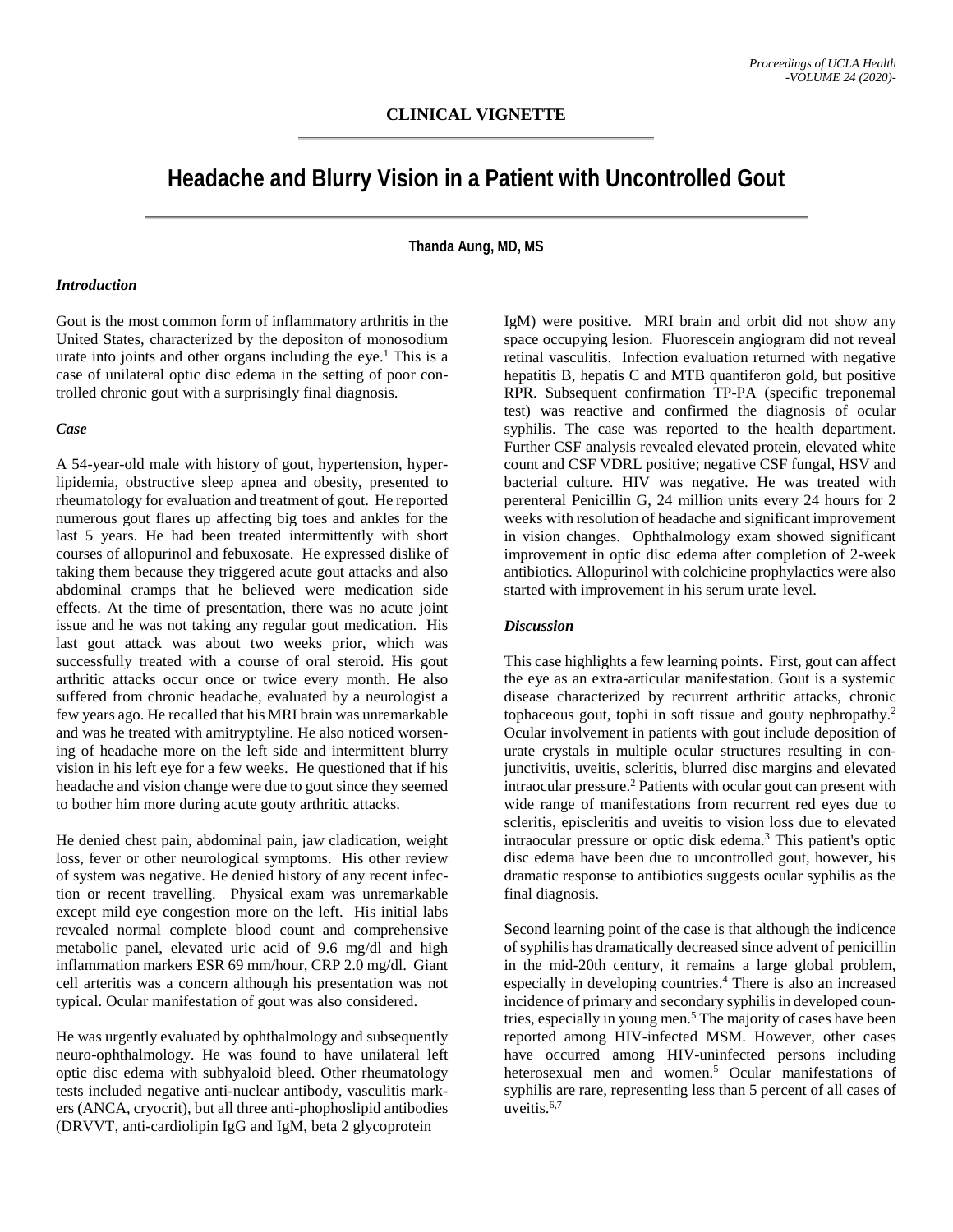## CLINICAL VIGNETTE

# Headache and Blurry Vision in a Patient with Uncontrolled Gout

**Thanda Aung, MD, MS**

### *Introduction*

Gout is the most common form of inflammatory arthritis in the United States, characterized by the depositon of monosodium urate into joints and other organs including the eye.[1] This is a case of unilateral optic disc edema in the setting of poor controlled chronic gout with a surprisingly final diagnosis.

### *Case*

A 54-year-old male with history of gout, hypertension, hyperlipidemia, obstructive sleep apnea and obesity, presented to rheumatology for evaluation and treatment of gout. He reported numerous gout flares up affecting big toes and ankles for the last 5 years. He had been treated intermittently with short courses of allopurinol and febuxosate. He expressed dislike of taking them because they triggered acute gout attacks and also abdominal cramps that he believed were medication side effects. At the time of presentation, there was no acute joint issue and he was not taking any regular gout medication. His last gout attack was about two weeks prior, which was successfully treated with a course of oral steroid. His gout arthritic attacks occur once or twice every month. He also suffered from chronic headache, evaluated by a neurologist a few years ago. He recalled that his MRI brain was unremarkable and was he treated with amitryptyline. He also noticed worsening of headache more on the left side and intermittent blurry vision in his left eye for a few weeks. He questioned that if his headache and vision change were due to gout since they seemed to bother him more during acute gouty arthritic attacks.

He denied chest pain, abdominal pain, jaw cladication, weight loss, fever or other neurological symptoms. His other review of system was negative. He denied history of any recent infection or recent travelling. Physical exam was unremarkable except mild eye congestion more on the left. His initial labs revealed normal complete blood count and comprehensive metabolic panel, elevated uric acid of 9.6 mg/dl and high inflammation markers ESR 69 mm/hour, CRP 2.0 mg/dl. Giant cell arteritis was a concern although his presentation was not typical. Ocular manifestation of gout was also considered.

He was urgently evaluated by ophthalmology and subsequently neuro-ophthalmology. He was found to have unilateral left optic disc edema with subhyaloid bleed. Other rheumatology tests included negative anti-nuclear antibody, vasculitis markers (ANCA, cryocrit), but all three anti-phophoslipid antibodies (DRVVT, anti-cardiolipin IgG and IgM, beta 2 glycoprotein IgM) were positive. MRI brain and orbit did not show any space occupying lesion. Fluorescein angiogram did not reveal retinal vasculitis. Infection evaluation returned with negative hepatitis B, hepatis C and MTB quantiferon gold, but positive RPR. Subsequent confirmation TP-PA (specific treponemal test) was reactive and confirmed the diagnosis of ocular syphilis. The case was reported to the health department. Further CSF analysis revealed elevated protein, elevated white count and CSF VDRL positive; negative CSF fungal, HSV and bacterial culture. HIV was negative. He was treated with perenteral Penicillin G, 24 million units every 24 hours for 2 weeks with resolution of headache and significant improvement in vision changes. Ophthalmology exam showed significant improvement in optic disc edema after completion of 2-week antibiotics. Allopurinol with colchicine prophylactics were also started with improvement in his serum urate level.

### *Discussion*

This case highlights a few learning points. First, gout can affect the eye as an extra-articular manifestation. Gout is a systemic disease characterized by recurrent arthritic attacks, chronic tophaceous gout, tophi in soft tissue and gouty nephropathy.[2] Ocular involvement in patients with gout include deposition of urate crystals in multiple ocular structures resulting in conjunctivitis, uveitis, scleritis, blurred disc margins and elevated intraocular pressure.[2] Patients with ocular gout can present with wide range of manifestations from recurrent red eyes due to scleritis, episcleritis and uveitis to vision loss due to elevated intraocular pressure or optic disk edema.[3] This patient's optic disc edema have been due to uncontrolled gout, however, his dramatic response to antibiotics suggests ocular syphilis as the final diagnosis.

Second learning point of the case is that although the indicence of syphilis has dramatically decreased since advent of penicillin in the mid-20th century, it remains a large global problem, especially in developing countries.[4] There is also an increased incidence of primary and secondary syphilis in developed countries, especially in young men.[5] The majority of cases have been reported among HIV-infected MSM. However, other cases have occurred among HIV-uninfected persons including heterosexual men and women.[5] Ocular manifestations of syphilis are rare, representing less than 5 percent of all cases of uveitis.[6,7]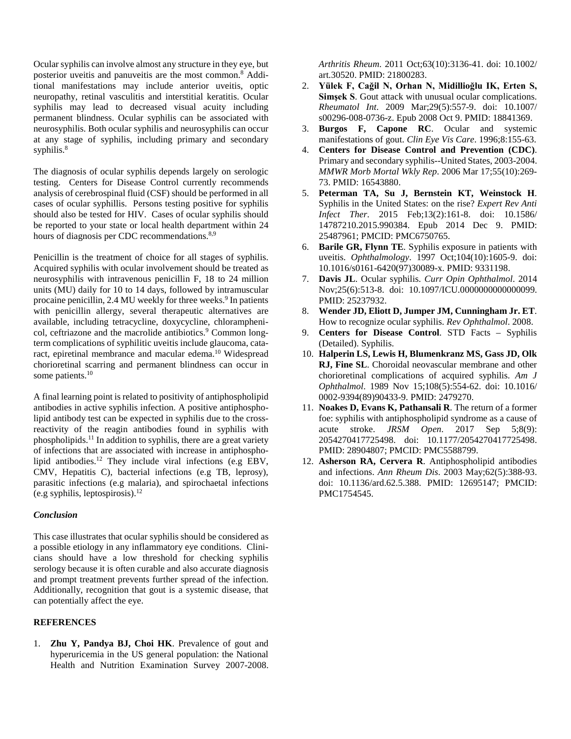Ocular syphilis can involve almost any structure in they eye, but posterior uveitis and panuveitis are the most common.[8] Additional manifestations may include anterior uveitis, optic neuropathy, retinal vasculitis and interstitial keratitis. Ocular syphilis may lead to decreased visual acuity including permanent blindness. Ocular syphilis can be associated with neurosyphilis. Both ocular syphilis and neurosyphilis can occur at any stage of syphilis, including primary and secondary syphilis.[8]

The diagnosis of ocular syphilis depends largely on serologic testing. Centers for Disease Control currently recommends analysis of cerebrospinal fluid (CSF) should be performed in all cases of ocular syphillis. Persons testing positive for syphilis should also be tested for HIV. Cases of ocular syphilis should be reported to your state or local health department within 24 hours of diagnosis per CDC recommendations.[8,9]

Penicillin is the treatment of choice for all stages of syphilis. Acquired syphilis with ocular involvement should be treated as neurosyphilis with intravenous penicillin F, 18 to 24 million units (MU) daily for 10 to 14 days, followed by intramuscular procaine penicillin, 2.4 MU weekly for three weeks.[9] In patients with penicillin allergy, several therapeutic alternatives are available, including tetracycline, doxycycline, chloramphenicol, ceftriazone and the macrolide antibiotics.[9] Common long-term complications of syphilitic uveitis include glaucoma, cataract, epiretinal membrance and macular edema.[10] Widespread chorioretinal scarring and permanent blindness can occur in some patients.[10]

A final learning point is related to positivity of antiphospholipid antibodies in active syphilis infection. A positive antiphospholipid antibody test can be expected in syphilis due to the cross-reactivity of the reagin antibodies found in syphilis with phospholipids.[11] In addition to syphilis, there are a great variety of infections that are associated with increase in antiphospholipid antibodies.[12] They include viral infections (e.g EBV, CMV, Hepatitis C), bacterial infections (e.g TB, leprosy), parasitic infections (e.g malaria), and spirochaetal infections (e.g syphilis, leptospirosis).[12]

### *Conclusion*

This case illustrates that ocular syphilis should be considered as a possible etiology in any inflammatory eye conditions. Clinicians should have a low threshold for checking syphilis serology because it is often curable and also accurate diagnosis and prompt treatment prevents further spread of the infection. Additionally, recognition that gout is a systemic disease, that can potentially affect the eye.

## REFERENCES

1. **Zhu Y, Pandya BJ, Choi HK**. Prevalence of gout and hyperuricemia in the US general population: the National Health and Nutrition Examination Survey 2007-2008. *Arthritis Rheum*. 2011 Oct;63(10):3136-41. doi: 10.1002/art.30520. PMID: 21800283.
2. **Yülek F, Cağil N, Orhan N, Midillioğlu IK, Erten S, Simşek S**. Gout attack with unusual ocular complications. *Rheumatol Int*. 2009 Mar;29(5):557-9. doi: 10.1007/s00296-008-0736-z. Epub 2008 Oct 9. PMID: 18841369.
3. **Burgos F, Capone RC**. Ocular and systemic manifestations of gout. *Clin Eye Vis Care*. 1996;8:155-63.
4. **Centers for Disease Control and Prevention (CDC)**. Primary and secondary syphilis--United States, 2003-2004. *MMWR Morb Mortal Wkly Rep*. 2006 Mar 17;55(10):269-73. PMID: 16543880.
5. **Peterman TA, Su J, Bernstein KT, Weinstock H**. Syphilis in the United States: on the rise? *Expert Rev Anti Infect Ther*. 2015 Feb;13(2):161-8. doi: 10.1586/14787210.2015.990384. Epub 2014 Dec 9. PMID: 25487961; PMCID: PMC6750765.
6. **Barile GR, Flynn TE**. Syphilis exposure in patients with uveitis. *Ophthalmology*. 1997 Oct;104(10):1605-9. doi: 10.1016/s0161-6420(97)30089-x. PMID: 9331198.
7. **Davis JL**. Ocular syphilis. *Curr Opin Ophthalmol*. 2014 Nov;25(6):513-8. doi: 10.1097/ICU.0000000000000099. PMID: 25237932.
8. **Wender JD, Eliott D, Jumper JM, Cunningham Jr. ET**. How to recognize ocular syphilis. *Rev Ophthalmol*. 2008.
9. **Centers for Disease Control**. STD Facts – Syphilis (Detailed). Syphilis.
10. **Halperin LS, Lewis H, Blumenkranz MS, Gass JD, Olk RJ, Fine SL**. Choroidal neovascular membrane and other chorioretinal complications of acquired syphilis. *Am J Ophthalmol*. 1989 Nov 15;108(5):554-62. doi: 10.1016/0002-9394(89)90433-9. PMID: 2479270.
11. **Noakes D, Evans K, Pathansali R**. The return of a former foe: syphilis with antiphospholipid syndrome as a cause of acute stroke. *JRSM Open*. 2017 Sep 5;8(9): 2054270417725498. doi: 10.1177/2054270417725498. PMID: 28904807; PMCID: PMC5588799.
12. **Asherson RA, Cervera R**. Antiphospholipid antibodies and infections. *Ann Rheum Dis*. 2003 May;62(5):388-93. doi: 10.1136/ard.62.5.388. PMID: 12695147; PMCID: PMC1754545.